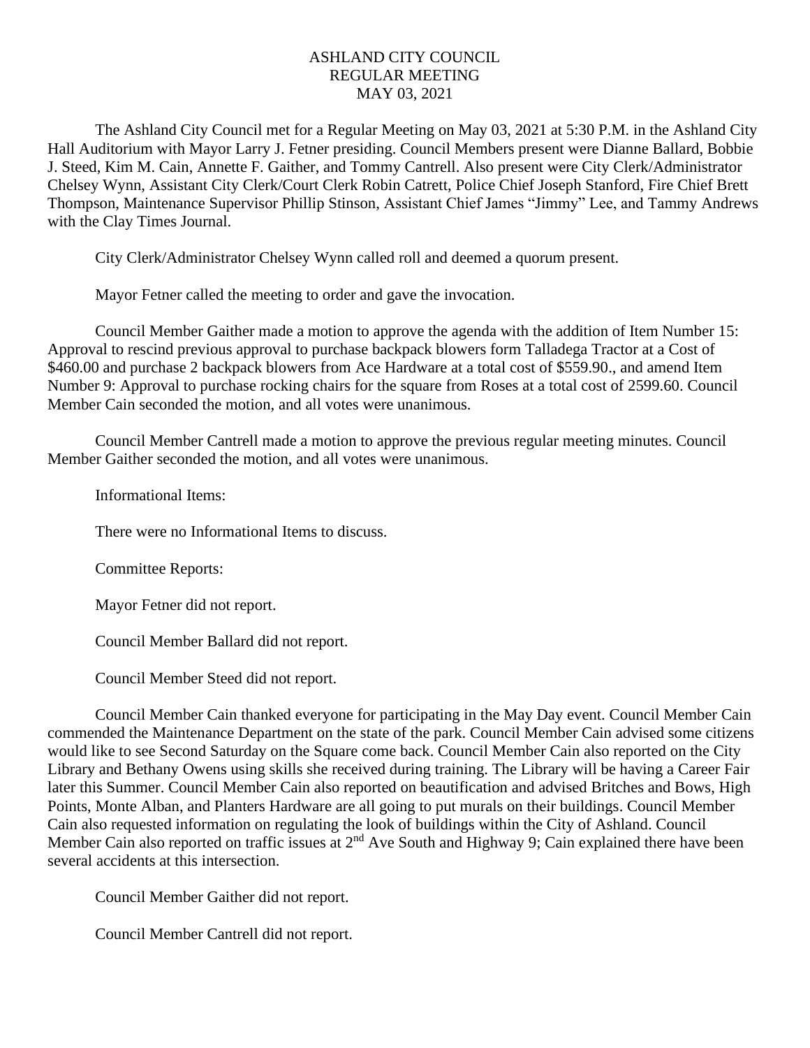# ASHLAND CITY COUNCIL
## REGULAR MEETING
## MAY 03, 2021

The Ashland City Council met for a Regular Meeting on May 03, 2021 at 5:30 P.M. in the Ashland City Hall Auditorium with Mayor Larry J. Fetner presiding. Council Members present were Dianne Ballard, Bobbie J. Steed, Kim M. Cain, Annette F. Gaither, and Tommy Cantrell. Also present were City Clerk/Administrator Chelsey Wynn, Assistant City Clerk/Court Clerk Robin Catrett, Police Chief Joseph Stanford, Fire Chief Brett Thompson, Maintenance Supervisor Phillip Stinson, Assistant Chief James "Jimmy" Lee, and Tammy Andrews with the Clay Times Journal.

City Clerk/Administrator Chelsey Wynn called roll and deemed a quorum present.

Mayor Fetner called the meeting to order and gave the invocation.

Council Member Gaither made a motion to approve the agenda with the addition of Item Number 15: Approval to rescind previous approval to purchase backpack blowers form Talladega Tractor at a Cost of $460.00 and purchase 2 backpack blowers from Ace Hardware at a total cost of $559.90., and amend Item Number 9: Approval to purchase rocking chairs for the square from Roses at a total cost of 2599.60. Council Member Cain seconded the motion, and all votes were unanimous.

Council Member Cantrell made a motion to approve the previous regular meeting minutes. Council Member Gaither seconded the motion, and all votes were unanimous.

Informational Items:

There were no Informational Items to discuss.

Committee Reports:

Mayor Fetner did not report.

Council Member Ballard did not report.

Council Member Steed did not report.

Council Member Cain thanked everyone for participating in the May Day event. Council Member Cain commended the Maintenance Department on the state of the park. Council Member Cain advised some citizens would like to see Second Saturday on the Square come back. Council Member Cain also reported on the City Library and Bethany Owens using skills she received during training. The Library will be having a Career Fair later this Summer. Council Member Cain also reported on beautification and advised Britches and Bows, High Points, Monte Alban, and Planters Hardware are all going to put murals on their buildings. Council Member Cain also requested information on regulating the look of buildings within the City of Ashland. Council Member Cain also reported on traffic issues at 2nd Ave South and Highway 9; Cain explained there have been several accidents at this intersection.

Council Member Gaither did not report.

Council Member Cantrell did not report.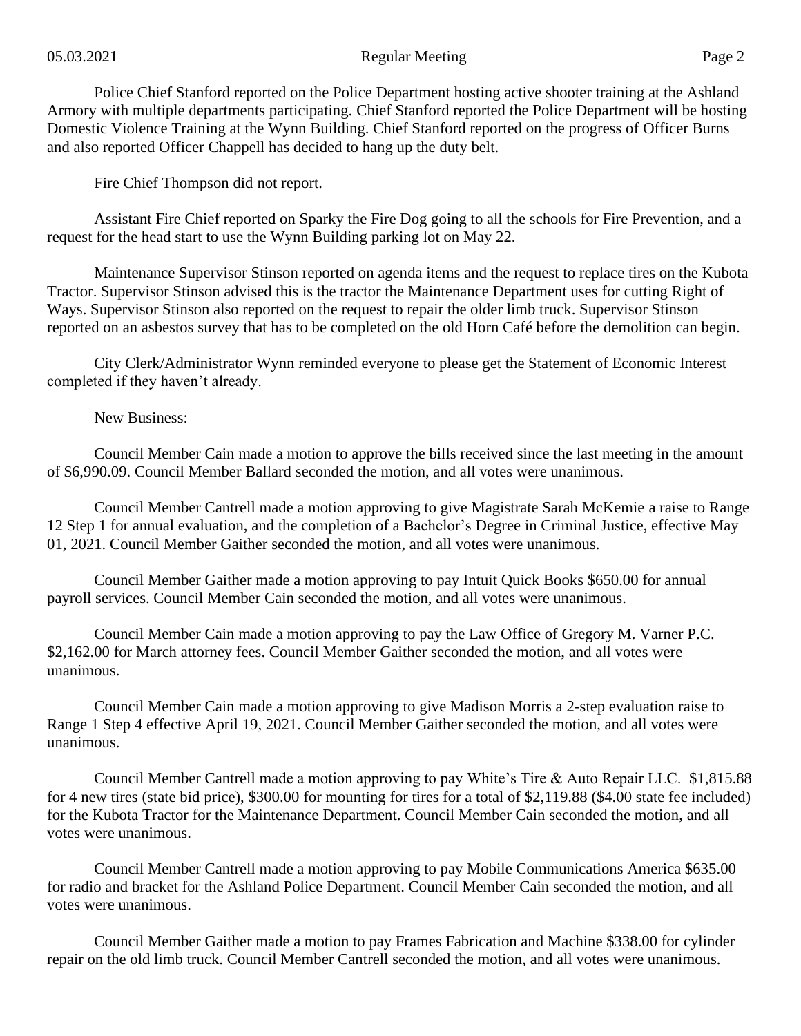Police Chief Stanford reported on the Police Department hosting active shooter training at the Ashland Armory with multiple departments participating. Chief Stanford reported the Police Department will be hosting Domestic Violence Training at the Wynn Building. Chief Stanford reported on the progress of Officer Burns and also reported Officer Chappell has decided to hang up the duty belt.

Fire Chief Thompson did not report.

Assistant Fire Chief reported on Sparky the Fire Dog going to all the schools for Fire Prevention, and a request for the head start to use the Wynn Building parking lot on May 22.

Maintenance Supervisor Stinson reported on agenda items and the request to replace tires on the Kubota Tractor. Supervisor Stinson advised this is the tractor the Maintenance Department uses for cutting Right of Ways. Supervisor Stinson also reported on the request to repair the older limb truck. Supervisor Stinson reported on an asbestos survey that has to be completed on the old Horn Café before the demolition can begin.

City Clerk/Administrator Wynn reminded everyone to please get the Statement of Economic Interest completed if they haven't already.

New Business:

Council Member Cain made a motion to approve the bills received since the last meeting in the amount of $6,990.09. Council Member Ballard seconded the motion, and all votes were unanimous.

Council Member Cantrell made a motion approving to give Magistrate Sarah McKemie a raise to Range 12 Step 1 for annual evaluation, and the completion of a Bachelor's Degree in Criminal Justice, effective May 01, 2021. Council Member Gaither seconded the motion, and all votes were unanimous.

Council Member Gaither made a motion approving to pay Intuit Quick Books $650.00 for annual payroll services. Council Member Cain seconded the motion, and all votes were unanimous.

Council Member Cain made a motion approving to pay the Law Office of Gregory M. Varner P.C. $2,162.00 for March attorney fees. Council Member Gaither seconded the motion, and all votes were unanimous.

Council Member Cain made a motion approving to give Madison Morris a 2-step evaluation raise to Range 1 Step 4 effective April 19, 2021. Council Member Gaither seconded the motion, and all votes were unanimous.

Council Member Cantrell made a motion approving to pay White's Tire & Auto Repair LLC. $1,815.88 for 4 new tires (state bid price), $300.00 for mounting for tires for a total of $2,119.88 ($4.00 state fee included) for the Kubota Tractor for the Maintenance Department. Council Member Cain seconded the motion, and all votes were unanimous.

Council Member Cantrell made a motion approving to pay Mobile Communications America $635.00 for radio and bracket for the Ashland Police Department. Council Member Cain seconded the motion, and all votes were unanimous.

Council Member Gaither made a motion to pay Frames Fabrication and Machine $338.00 for cylinder repair on the old limb truck. Council Member Cantrell seconded the motion, and all votes were unanimous.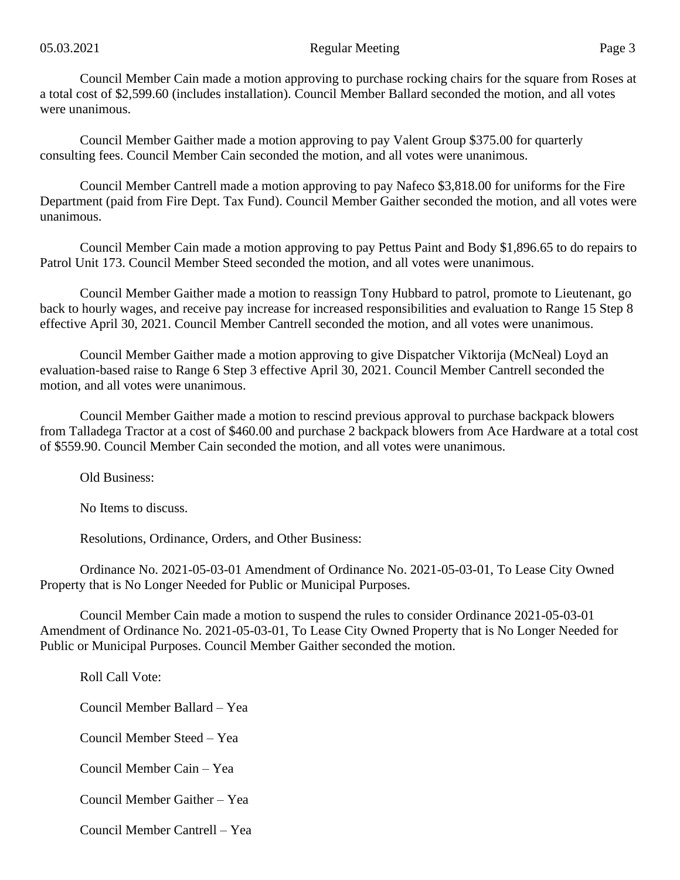Council Member Cain made a motion approving to purchase rocking chairs for the square from Roses at a total cost of $2,599.60 (includes installation). Council Member Ballard seconded the motion, and all votes were unanimous.

Council Member Gaither made a motion approving to pay Valent Group $375.00 for quarterly consulting fees. Council Member Cain seconded the motion, and all votes were unanimous.

Council Member Cantrell made a motion approving to pay Nafeco $3,818.00 for uniforms for the Fire Department (paid from Fire Dept. Tax Fund). Council Member Gaither seconded the motion, and all votes were unanimous.

Council Member Cain made a motion approving to pay Pettus Paint and Body $1,896.65 to do repairs to Patrol Unit 173. Council Member Steed seconded the motion, and all votes were unanimous.

Council Member Gaither made a motion to reassign Tony Hubbard to patrol, promote to Lieutenant, go back to hourly wages, and receive pay increase for increased responsibilities and evaluation to Range 15 Step 8 effective April 30, 2021. Council Member Cantrell seconded the motion, and all votes were unanimous.

Council Member Gaither made a motion approving to give Dispatcher Viktorija (McNeal) Loyd an evaluation-based raise to Range 6 Step 3 effective April 30, 2021. Council Member Cantrell seconded the motion, and all votes were unanimous.

Council Member Gaither made a motion to rescind previous approval to purchase backpack blowers from Talladega Tractor at a cost of $460.00 and purchase 2 backpack blowers from Ace Hardware at a total cost of $559.90. Council Member Cain seconded the motion, and all votes were unanimous.

Old Business:

No Items to discuss.

Resolutions, Ordinance, Orders, and Other Business:

Ordinance No. 2021-05-03-01 Amendment of Ordinance No. 2021-05-03-01, To Lease City Owned Property that is No Longer Needed for Public or Municipal Purposes.

Council Member Cain made a motion to suspend the rules to consider Ordinance 2021-05-03-01 Amendment of Ordinance No. 2021-05-03-01, To Lease City Owned Property that is No Longer Needed for Public or Municipal Purposes. Council Member Gaither seconded the motion.

Roll Call Vote:

Council Member Ballard – Yea

Council Member Steed – Yea

Council Member Cain – Yea

Council Member Gaither – Yea

Council Member Cantrell – Yea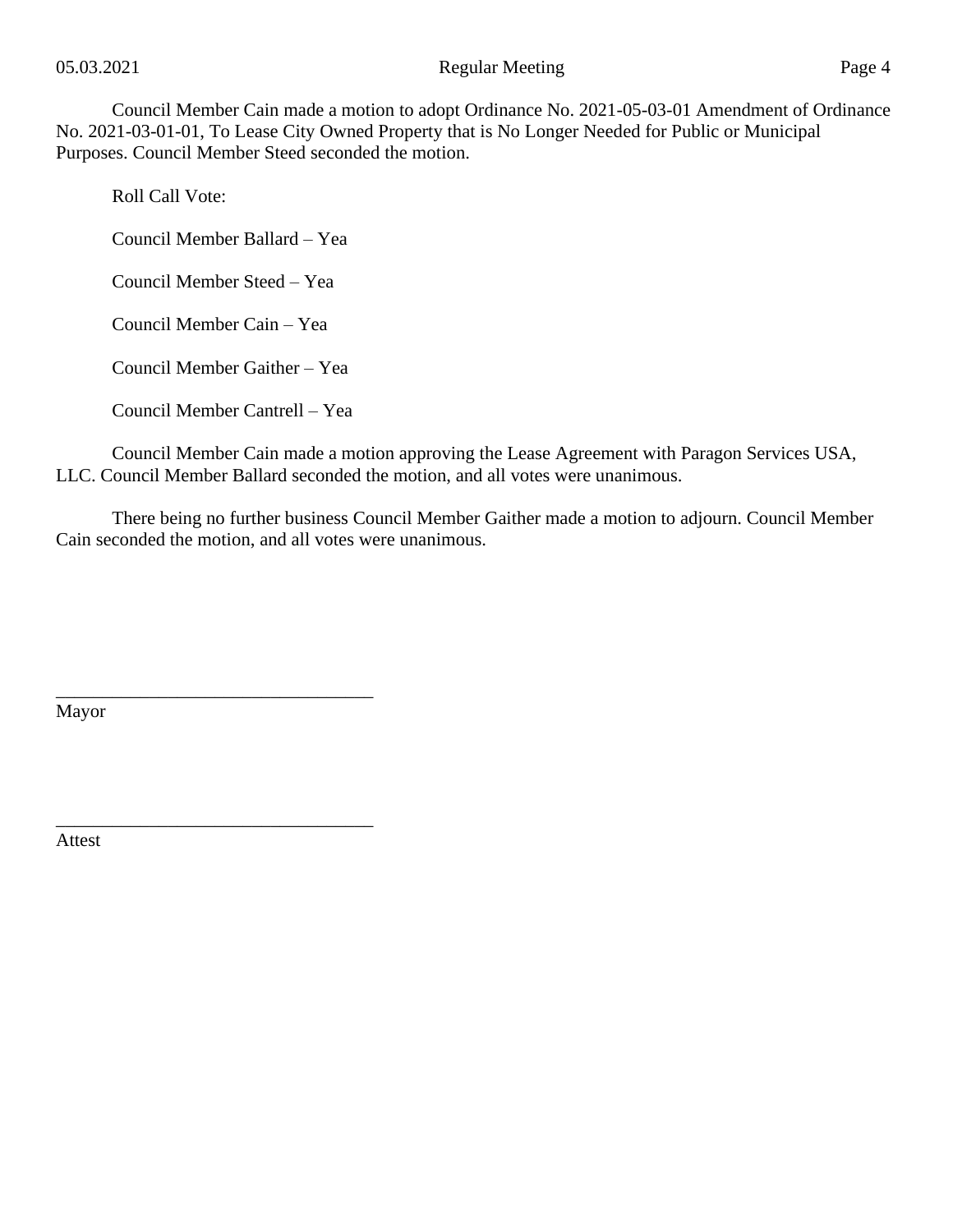Council Member Cain made a motion to adopt Ordinance No. 2021-05-03-01 Amendment of Ordinance No. 2021-03-01-01, To Lease City Owned Property that is No Longer Needed for Public or Municipal Purposes. Council Member Steed seconded the motion.

Roll Call Vote:

Council Member Ballard – Yea

Council Member Steed – Yea

Council Member Cain – Yea

Council Member Gaither – Yea

Council Member Cantrell – Yea

Council Member Cain made a motion approving the Lease Agreement with Paragon Services USA, LLC. Council Member Ballard seconded the motion, and all votes were unanimous.

There being no further business Council Member Gaither made a motion to adjourn. Council Member Cain seconded the motion, and all votes were unanimous.

___________________________________
Mayor

___________________________________
Attest